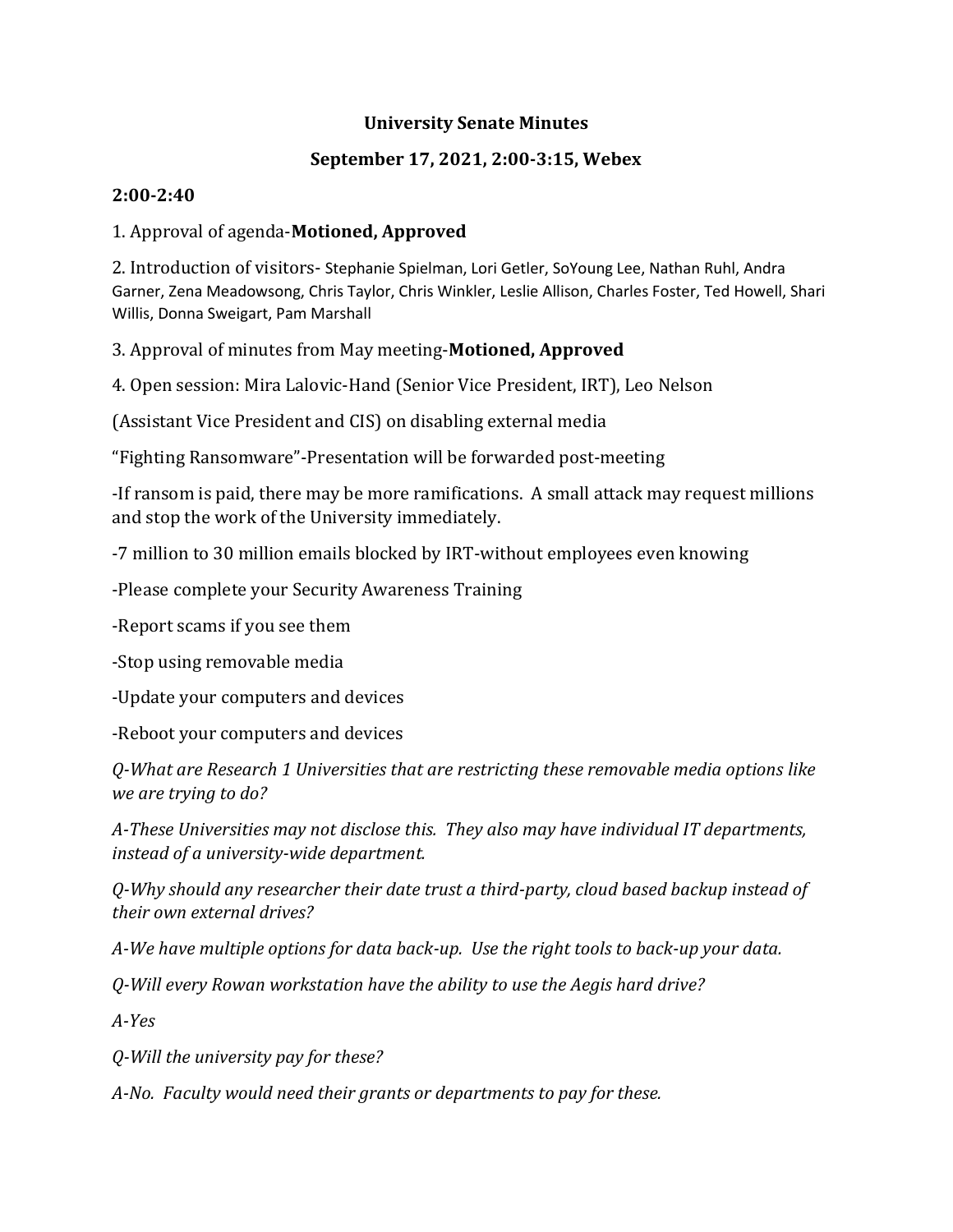# University Senate Minutes

## September 17, 2021, 2:00-3:15, Webex

### 2:00-2:40

1. Approval of agenda-**Motioned, Approved**

2. Introduction of visitors- Stephanie Spielman, Lori Getler, SoYoung Lee, Nathan Ruhl, Andra Garner, Zena Meadowsong, Chris Taylor, Chris Winkler, Leslie Allison, Charles Foster, Ted Howell, Shari Willis, Donna Sweigart, Pam Marshall

3. Approval of minutes from May meeting-**Motioned, Approved**

4. Open session: Mira Lalovic-Hand (Senior Vice President, IRT), Leo Nelson (Assistant Vice President and CIS) on disabling external media

"Fighting Ransomware"-Presentation will be forwarded post-meeting

-If ransom is paid, there may be more ramifications. A small attack may request millions and stop the work of the University immediately.

-7 million to 30 million emails blocked by IRT-without employees even knowing

-Please complete your Security Awareness Training

-Report scams if you see them

-Stop using removable media

-Update your computers and devices

-Reboot your computers and devices

*Q-What are Research 1 Universities that are restricting these removable media options like we are trying to do?*

*A-These Universities may not disclose this. They also may have individual IT departments, instead of a university-wide department.*

*Q-Why should any researcher their date trust a third-party, cloud based backup instead of their own external drives?*

*A-We have multiple options for data back-up. Use the right tools to back-up your data.*

*Q-Will every Rowan workstation have the ability to use the Aegis hard drive?*

*A-Yes*

*Q-Will the university pay for these?*

*A-No. Faculty would need their grants or departments to pay for these.*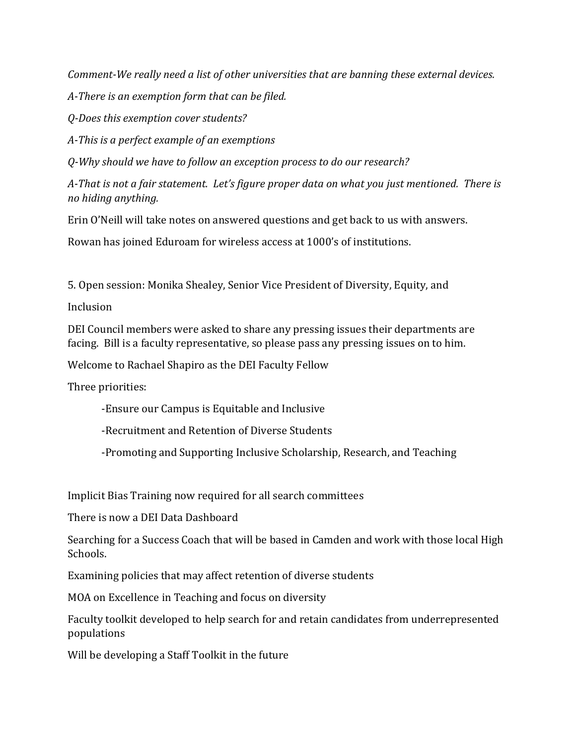*Comment-We really need a list of other universities that are banning these external devices.*

*A-There is an exemption form that can be filed.*

*Q-Does this exemption cover students?*

*A-This is a perfect example of an exemptions*

*Q-Why should we have to follow an exception process to do our research?*

*A-That is not a fair statement. Let's figure proper data on what you just mentioned. There is no hiding anything.*

Erin O'Neill will take notes on answered questions and get back to us with answers.

Rowan has joined Eduroam for wireless access at 1000's of institutions.

5. Open session: Monika Shealey, Senior Vice President of Diversity, Equity, and Inclusion

DEI Council members were asked to share any pressing issues their departments are facing. Bill is a faculty representative, so please pass any pressing issues on to him.

Welcome to Rachael Shapiro as the DEI Faculty Fellow

Three priorities:

- -Ensure our Campus is Equitable and Inclusive
- -Recruitment and Retention of Diverse Students
- -Promoting and Supporting Inclusive Scholarship, Research, and Teaching

Implicit Bias Training now required for all search committees

There is now a DEI Data Dashboard

Searching for a Success Coach that will be based in Camden and work with those local High Schools.

Examining policies that may affect retention of diverse students

MOA on Excellence in Teaching and focus on diversity

Faculty toolkit developed to help search for and retain candidates from underrepresented populations

Will be developing a Staff Toolkit in the future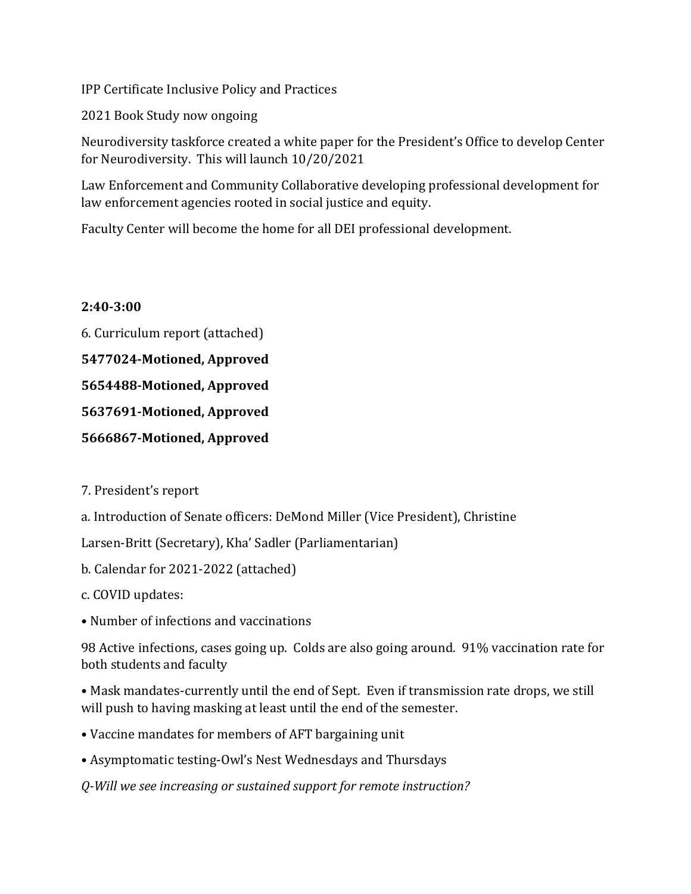IPP Certificate Inclusive Policy and Practices

2021 Book Study now ongoing

Neurodiversity taskforce created a white paper for the President's Office to develop Center for Neurodiversity. This will launch 10/20/2021

Law Enforcement and Community Collaborative developing professional development for law enforcement agencies rooted in social justice and equity.

Faculty Center will become the home for all DEI professional development.

**2:40-3:00**

6. Curriculum report (attached)

**5477024-Motioned, Approved**

**5654488-Motioned, Approved**

**5637691-Motioned, Approved**

**5666867-Motioned, Approved**

7. President's report

a. Introduction of Senate officers: DeMond Miller (Vice President), Christine Larsen-Britt (Secretary), Kha' Sadler (Parliamentarian)

b. Calendar for 2021-2022 (attached)

c. COVID updates:

- Number of infections and vaccinations

98 Active infections, cases going up. Colds are also going around. 91% vaccination rate for both students and faculty

- Mask mandates-currently until the end of Sept. Even if transmission rate drops, we still will push to having masking at least until the end of the semester.
- Vaccine mandates for members of AFT bargaining unit
- Asymptomatic testing-Owl's Nest Wednesdays and Thursdays

*Q-Will we see increasing or sustained support for remote instruction?*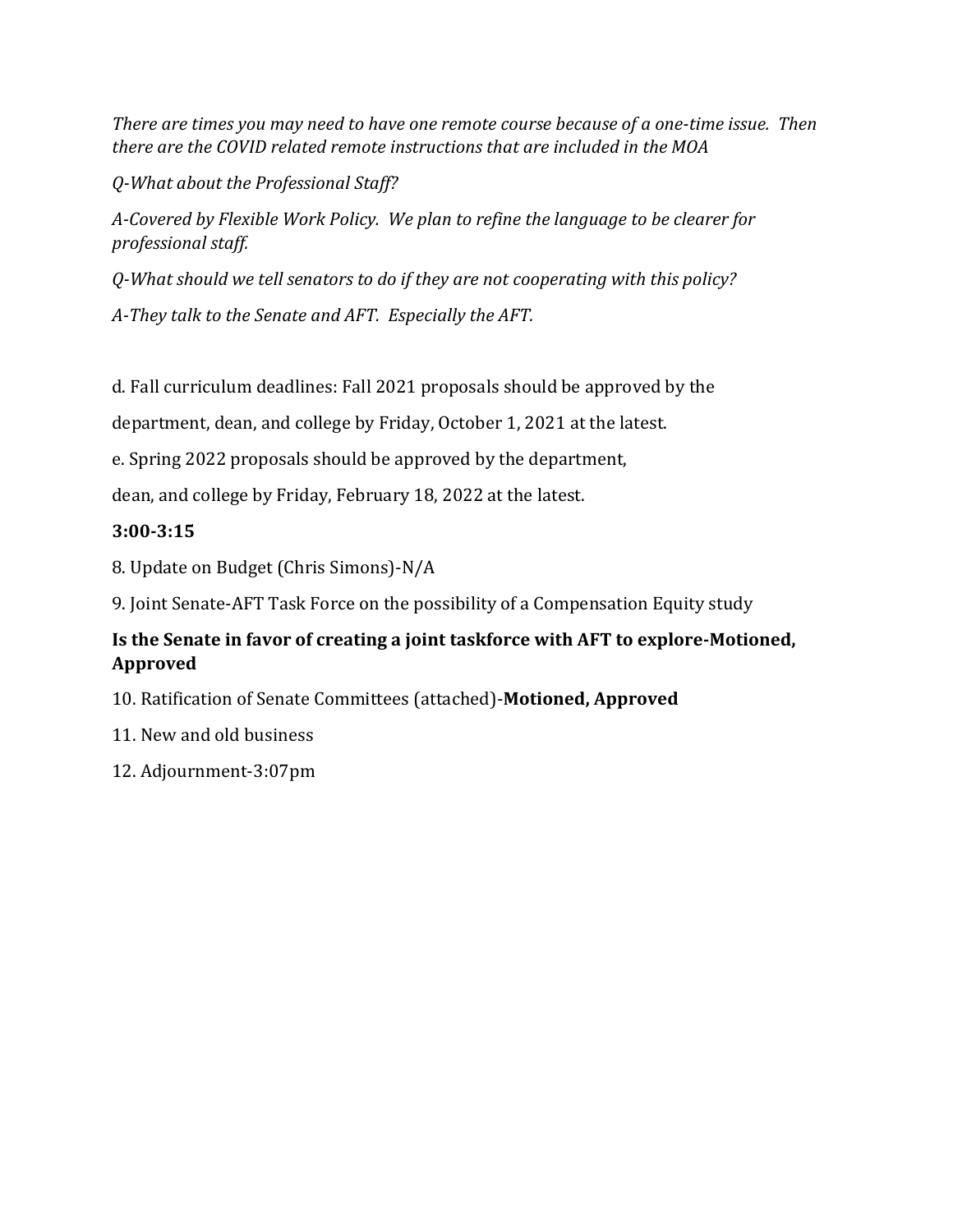*There are times you may need to have one remote course because of a one-time issue. Then there are the COVID related remote instructions that are included in the MOA*

*Q-What about the Professional Staff?*

*A-Covered by Flexible Work Policy. We plan to refine the language to be clearer for professional staff.*

*Q-What should we tell senators to do if they are not cooperating with this policy?*

*A-They talk to the Senate and AFT. Especially the AFT.*

d. Fall curriculum deadlines: Fall 2021 proposals should be approved by the

department, dean, and college by Friday, October 1, 2021 at the latest.

e. Spring 2022 proposals should be approved by the department,

dean, and college by Friday, February 18, 2022 at the latest.

**3:00-3:15**

8. Update on Budget (Chris Simons)-N/A

9. Joint Senate-AFT Task Force on the possibility of a Compensation Equity study

**Is the Senate in favor of creating a joint taskforce with AFT to explore-Motioned, Approved**

10. Ratification of Senate Committees (attached)-**Motioned, Approved**

11. New and old business

12. Adjournment-3:07pm